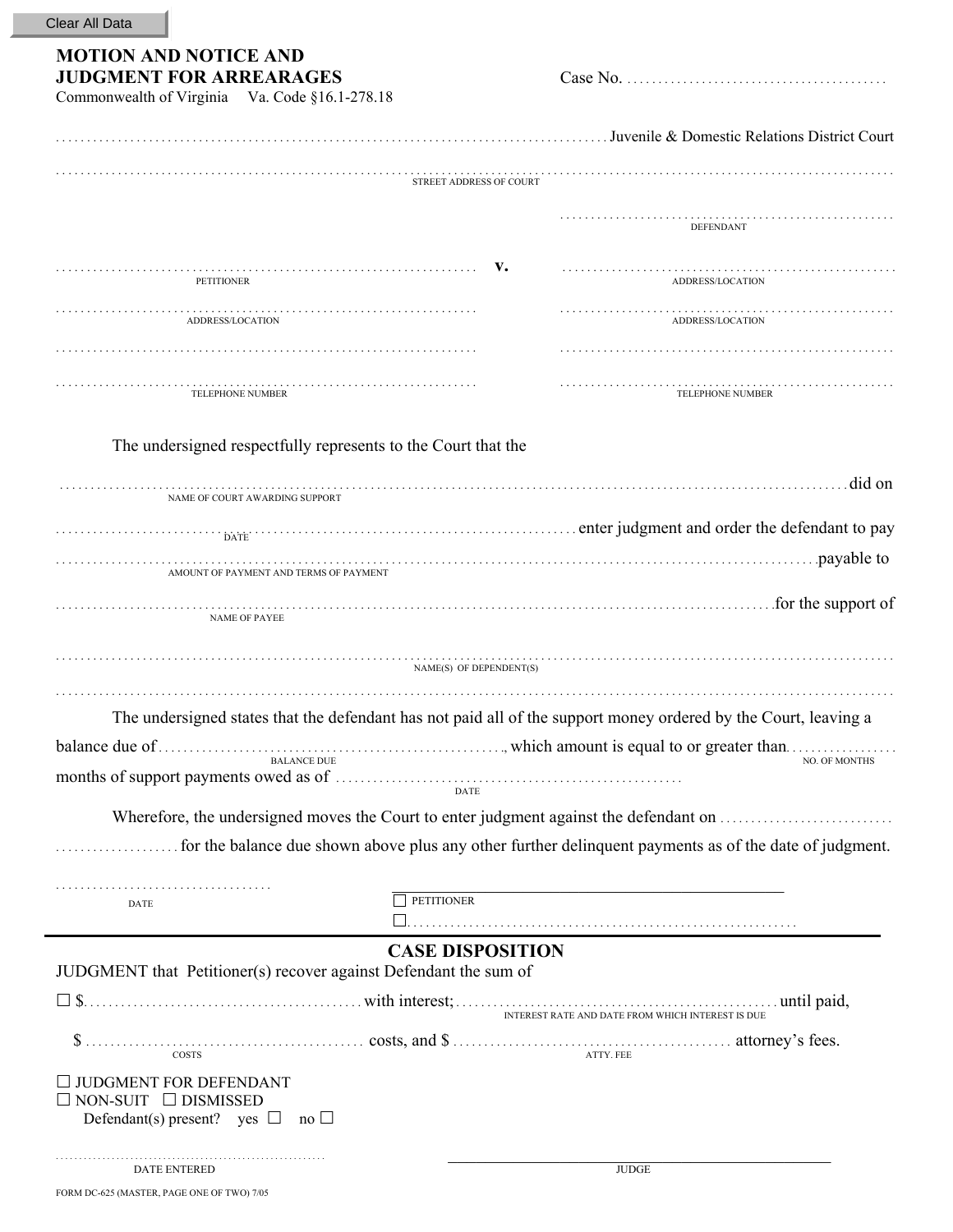Clear All Data

**MOTION AND NOTICE AND JUDGMENT FOR ARREARAGES**
Commonwealth of Virginia Va. Code §16.1-278.18

Case No. ........................................

.......................................................................................... Juvenile & Domestic Relations District Court

..........................................................................................
STREET ADDRESS OF COURT

| | | |
|---|---|---|
| | | ...................................................... DEFENDANT |
| .................................................................. PETITIONER | v. | ...................................................... ADDRESS/LOCATION |
| .................................................................. ADDRESS/LOCATION | | ...................................................... ADDRESS/LOCATION |
| .................................................................. | | ...................................................... |
| .................................................................. TELEPHONE NUMBER | | ...................................................... TELEPHONE NUMBER |

The undersigned respectfully represents to the Court that the

.......................................................................................... did on
NAME OF COURT AWARDING SUPPORT

.......................................................................................... enter judgment and order the defendant to pay
DATE

.......................................................................................... payable to
AMOUNT OF PAYMENT AND TERMS OF PAYMENT

.......................................................................................... for the support of
NAME OF PAYEE

..........................................................................................
NAME(S) OF DEPENDENT(S)

..........................................................................................

The undersigned states that the defendant has not paid all of the support money ordered by the Court, leaving a balance due of ........................................................ (BALANCE DUE), which amount is equal to or greater than ................. (NO. OF MONTHS) months of support payments owed as of ........................................................ (DATE)

Wherefore, the undersigned moves the Court to enter judgment against the defendant on ........................... .................... for the balance due shown above plus any other further delinquent payments as of the date of judgment.

..................................
DATE

________________________________________________
☐ PETITIONER
☐ .............................................................

## CASE DISPOSITION

JUDGMENT that Petitioner(s) recover against Defendant the sum of

☐ $.......................................... with interest; .................................................. until paid,
INTEREST RATE AND DATE FROM WHICH INTEREST IS DUE

$ .......................................... costs, and $ .......................................... attorney's fees.
COSTS ATTY. FEE

☐ JUDGMENT FOR DEFENDANT
☐ NON-SUIT ☐ DISMISSED
Defendant(s) present? yes ☐ no ☐

........................................................
DATE ENTERED

________________________________________________
JUDGE

FORM DC-625 (MASTER, PAGE ONE OF TWO) 7/05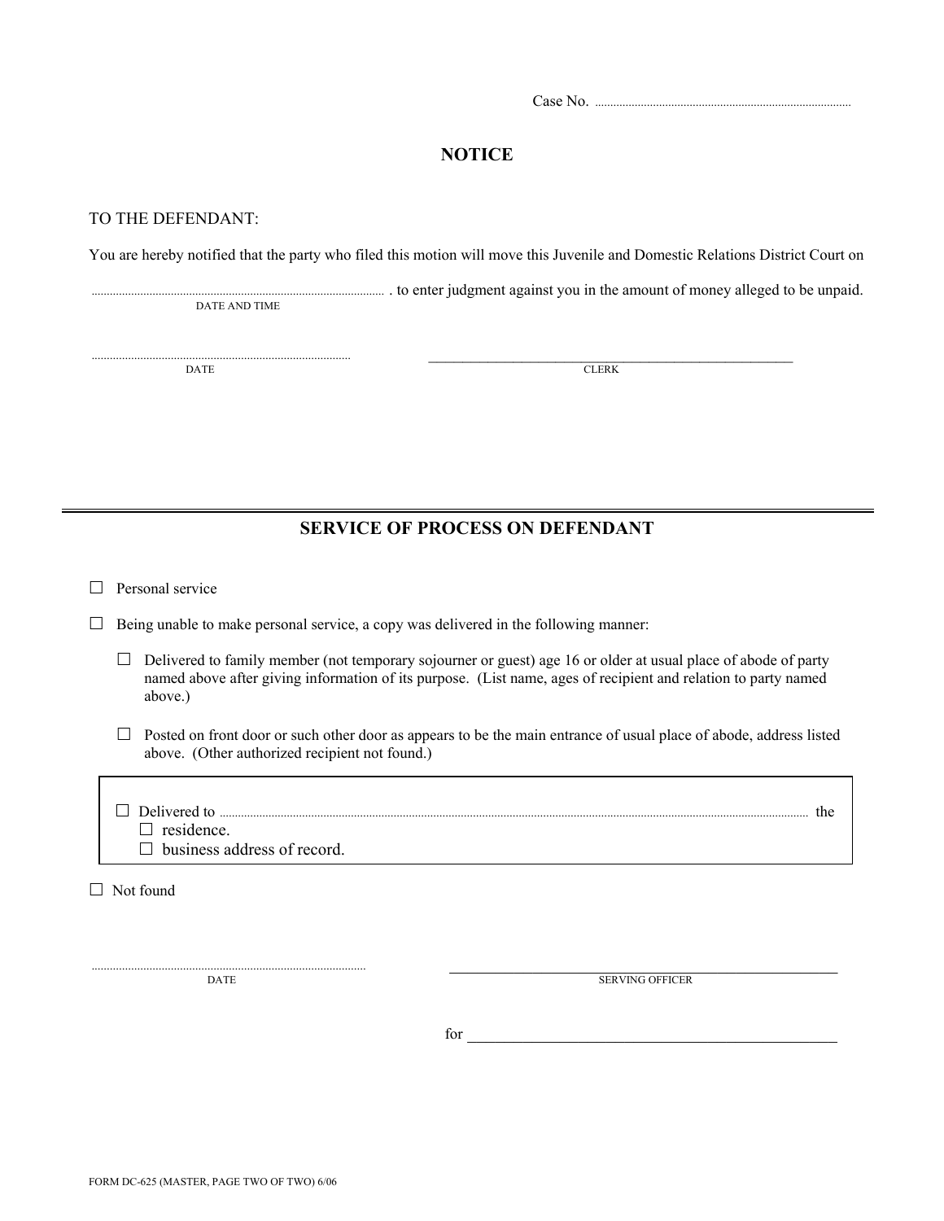Case No. ..................................................................................

## NOTICE

TO THE DEFENDANT:

You are hereby notified that the party who filed this motion will move this Juvenile and Domestic Relations District Court on

................................................................................................ . to enter judgment against you in the amount of money alleged to be unpaid.
DATE AND TIME

.................................................................................... \_\_\_\_\_\_\_\_\_\_\_\_\_\_\_\_\_\_\_\_\_\_\_\_\_\_\_\_\_\_\_\_\_\_\_\_\_\_\_\_\_\_\_\_
DATE CLERK

---

## SERVICE OF PROCESS ON DEFENDANT

☐ Personal service

☐ Being unable to make personal service, a copy was delivered in the following manner:

- ☐ Delivered to family member (not temporary sojourner or guest) age 16 or older at usual place of abode of party named above after giving information of its purpose. (List name, ages of recipient and relation to party named above.)

- ☐ Posted on front door or such other door as appears to be the main entrance of usual place of abode, address listed above. (Other authorized recipient not found.)

☐ Delivered to ............................................................................................................................................................................................ the
☐ residence.
☐ business address of record.

☐ Not found

......................................................................................... \_\_\_\_\_\_\_\_\_\_\_\_\_\_\_\_\_\_\_\_\_\_\_\_\_\_\_\_\_\_\_\_\_\_\_\_\_\_\_\_\_\_\_\_
DATE SERVING OFFICER

for \_\_\_\_\_\_\_\_\_\_\_\_\_\_\_\_\_\_\_\_\_\_\_\_\_\_\_\_\_\_\_\_\_\_\_\_\_\_\_\_\_\_\_\_

FORM DC-625 (MASTER, PAGE TWO OF TWO) 6/06